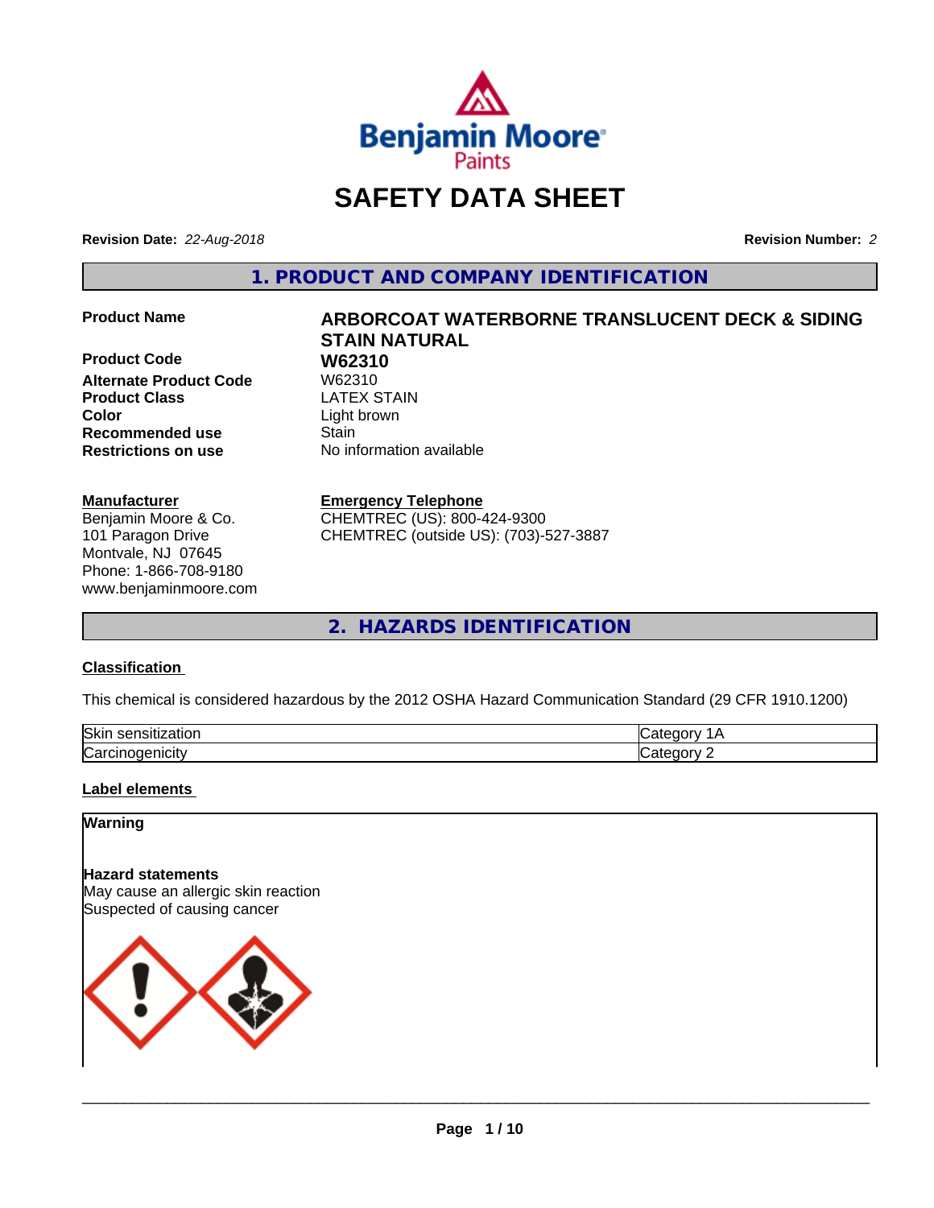# SAFETY DATA SHEET

**Revision Date:** *22-Aug-2018*

**Revision Number:** *2*

## 1. PRODUCT AND COMPANY IDENTIFICATION

| | |
|---|---|
| **Product Name** | **ARBORCOAT WATERBORNE TRANSLUCENT DECK & SIDING STAIN NATURAL** |
| **Product Code** | **W62310** |
| **Alternate Product Code** | W62310 |
| **Product Class** | LATEX STAIN |
| **Color** | Light brown |
| **Recommended use** | Stain |
| **Restrictions on use** | No information available |

**Manufacturer**
Benjamin Moore & Co.
101 Paragon Drive
Montvale, NJ 07645
Phone: 1-866-708-9180
www.benjaminmoore.com

**Emergency Telephone**
CHEMTREC (US): 800-424-9300
CHEMTREC (outside US): (703)-527-3887

## 2. HAZARDS IDENTIFICATION

### Classification

This chemical is considered hazardous by the 2012 OSHA Hazard Communication Standard (29 CFR 1910.1200)

| | |
|---|---|
| Skin sensitization | Category 1A |
| Carcinogenicity | Category 2 |

### Label elements

**Warning**

**Hazard statements**
May cause an allergic skin reaction
Suspected of causing cancer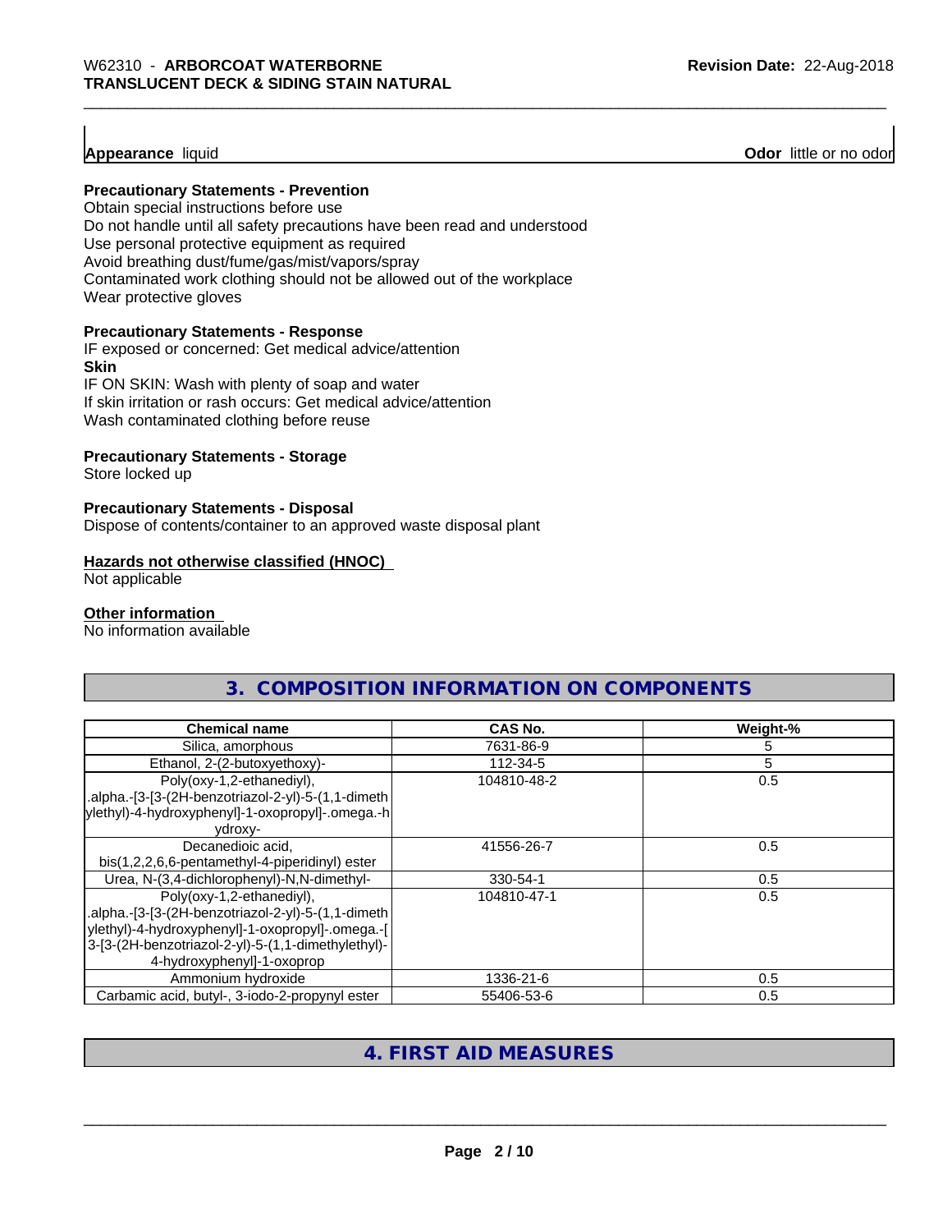**Appearance** liquid **Odor** little or no odor

**Precautionary Statements - Prevention**

Obtain special instructions before use
Do not handle until all safety precautions have been read and understood
Use personal protective equipment as required
Avoid breathing dust/fume/gas/mist/vapors/spray
Contaminated work clothing should not be allowed out of the workplace
Wear protective gloves

**Precautionary Statements - Response**

IF exposed or concerned: Get medical advice/attention

**Skin**

IF ON SKIN: Wash with plenty of soap and water
If skin irritation or rash occurs: Get medical advice/attention
Wash contaminated clothing before reuse

**Precautionary Statements - Storage**

Store locked up

**Precautionary Statements - Disposal**

Dispose of contents/container to an approved waste disposal plant

**Hazards not otherwise classified (HNOC)**

Not applicable

**Other information**

No information available

## 3. COMPOSITION INFORMATION ON COMPONENTS

| Chemical name | CAS No. | Weight-% |
|---|---|---|
| Silica, amorphous | 7631-86-9 | 5 |
| Ethanol, 2-(2-butoxyethoxy)- | 112-34-5 | 5 |
| Poly(oxy-1,2-ethanediyl), .alpha.-[3-[3-(2H-benzotriazol-2-yl)-5-(1,1-dimethylethyl)-4-hydroxyphenyl]-1-oxopropyl]-.omega.-hydroxy- | 104810-48-2 | 0.5 |
| Decanedioic acid, bis(1,2,2,6,6-pentamethyl-4-piperidinyl) ester | 41556-26-7 | 0.5 |
| Urea, N-(3,4-dichlorophenyl)-N,N-dimethyl- | 330-54-1 | 0.5 |
| Poly(oxy-1,2-ethanediyl), .alpha.-[3-[3-(2H-benzotriazol-2-yl)-5-(1,1-dimethylethyl)-4-hydroxyphenyl]-1-oxopropyl]-.omega.-[3-[3-(2H-benzotriazol-2-yl)-5-(1,1-dimethylethyl)-4-hydroxyphenyl]-1-oxoprop | 104810-47-1 | 0.5 |
| Ammonium hydroxide | 1336-21-6 | 0.5 |
| Carbamic acid, butyl-, 3-iodo-2-propynyl ester | 55406-53-6 | 0.5 |

## 4. FIRST AID MEASURES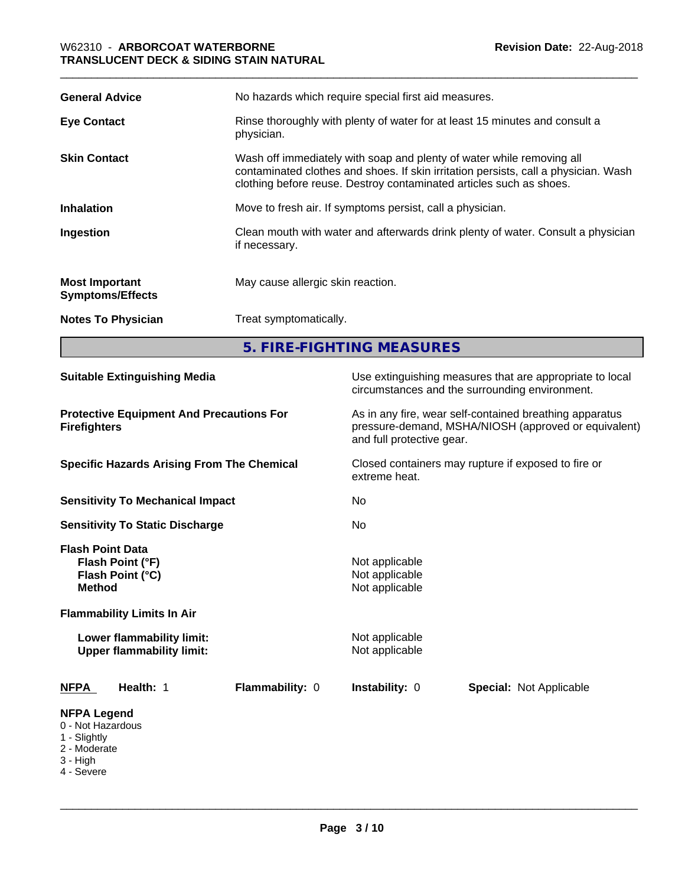| | |
|---|---|
| **General Advice** | No hazards which require special first aid measures. |
| **Eye Contact** | Rinse thoroughly with plenty of water for at least 15 minutes and consult a physician. |
| **Skin Contact** | Wash off immediately with soap and plenty of water while removing all contaminated clothes and shoes. If skin irritation persists, call a physician. Wash clothing before reuse. Destroy contaminated articles such as shoes. |
| **Inhalation** | Move to fresh air. If symptoms persist, call a physician. |
| **Ingestion** | Clean mouth with water and afterwards drink plenty of water. Consult a physician if necessary. |
| **Most Important Symptoms/Effects** | May cause allergic skin reaction. |
| **Notes To Physician** | Treat symptomatically. |

## 5. FIRE-FIGHTING MEASURES

| | |
|---|---|
| **Suitable Extinguishing Media** | Use extinguishing measures that are appropriate to local circumstances and the surrounding environment. |
| **Protective Equipment And Precautions For Firefighters** | As in any fire, wear self-contained breathing apparatus pressure-demand, MSHA/NIOSH (approved or equivalent) and full protective gear. |
| **Specific Hazards Arising From The Chemical** | Closed containers may rupture if exposed to fire or extreme heat. |
| **Sensitivity To Mechanical Impact** | No |
| **Sensitivity To Static Discharge** | No |

**Flash Point Data**

| | |
|---|---|
| **Flash Point (°F)** | Not applicable |
| **Flash Point (°C)** | Not applicable |
| **Method** | Not applicable |

**Flammability Limits In Air**

| | |
|---|---|
| **Lower flammability limit:** | Not applicable |
| **Upper flammability limit:** | Not applicable |

| **NFPA** | **Health:** 1 | **Flammability:** 0 | **Instability:** 0 | **Special:** Not Applicable |
|---|---|---|---|---|

**NFPA Legend**
- 0 - Not Hazardous
- 1 - Slightly
- 2 - Moderate
- 3 - High
- 4 - Severe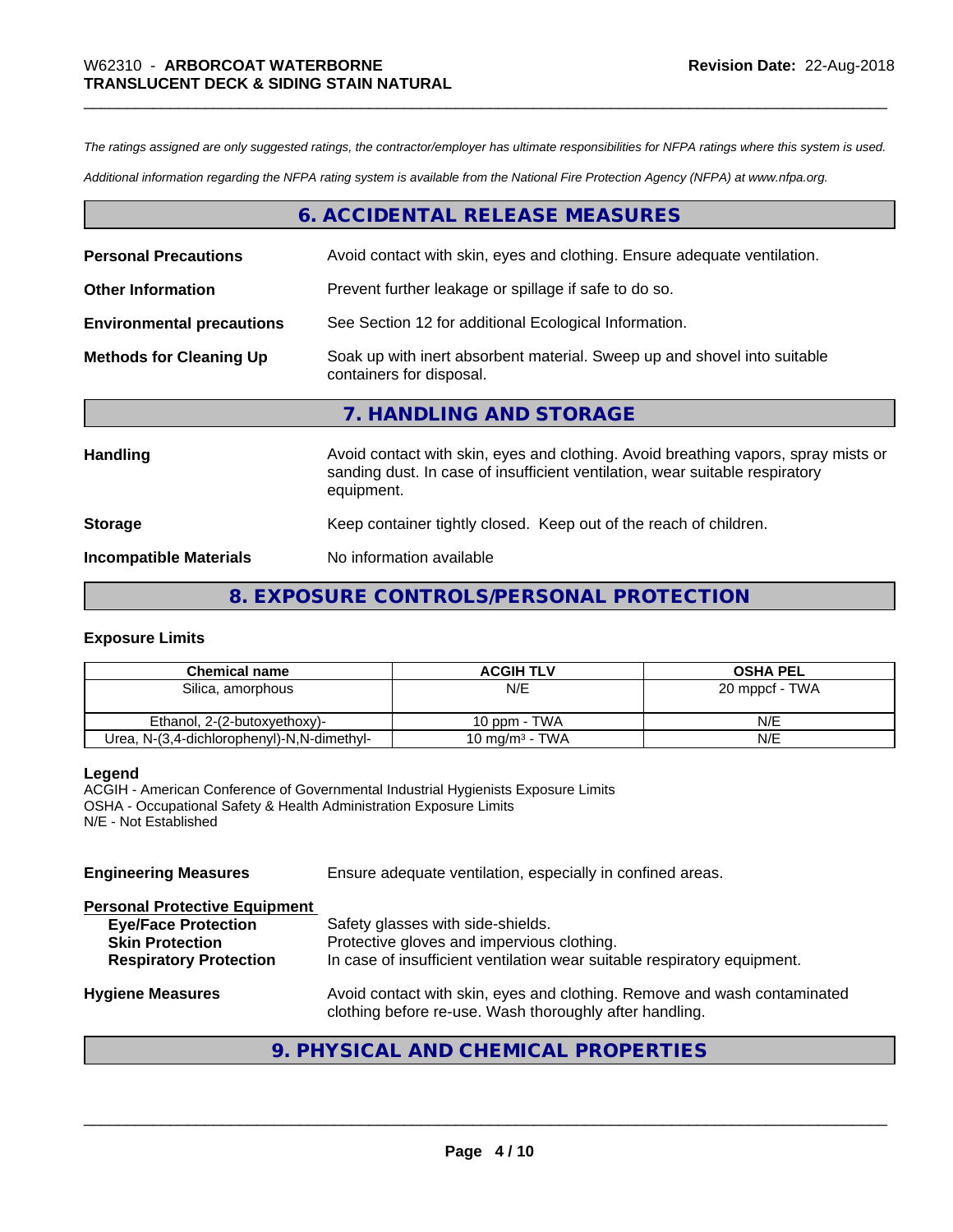*The ratings assigned are only suggested ratings, the contractor/employer has ultimate responsibilities for NFPA ratings where this system is used.*

*Additional information regarding the NFPA rating system is available from the National Fire Protection Agency (NFPA) at www.nfpa.org.*

## 6. ACCIDENTAL RELEASE MEASURES

**Personal Precautions** Avoid contact with skin, eyes and clothing. Ensure adequate ventilation.

**Other Information** Prevent further leakage or spillage if safe to do so.

**Environmental precautions** See Section 12 for additional Ecological Information.

**Methods for Cleaning Up** Soak up with inert absorbent material. Sweep up and shovel into suitable containers for disposal.

## 7. HANDLING AND STORAGE

**Handling** Avoid contact with skin, eyes and clothing. Avoid breathing vapors, spray mists or sanding dust. In case of insufficient ventilation, wear suitable respiratory equipment.

**Storage** Keep container tightly closed. Keep out of the reach of children.

**Incompatible Materials** No information available

## 8. EXPOSURE CONTROLS/PERSONAL PROTECTION

### Exposure Limits

| Chemical name | ACGIH TLV | OSHA PEL |
|---|---|---|
| Silica, amorphous | N/E | 20 mppcf - TWA |
| Ethanol, 2-(2-butoxyethoxy)- | 10 ppm - TWA | N/E |
| Urea, N-(3,4-dichlorophenyl)-N,N-dimethyl- | 10 mg/m³ - TWA | N/E |

**Legend**
ACGIH - American Conference of Governmental Industrial Hygienists Exposure Limits
OSHA - Occupational Safety & Health Administration Exposure Limits
N/E - Not Established

**Engineering Measures** Ensure adequate ventilation, especially in confined areas.

**Personal Protective Equipment**
- **Eye/Face Protection** Safety glasses with side-shields.
- **Skin Protection** Protective gloves and impervious clothing.
- **Respiratory Protection** In case of insufficient ventilation wear suitable respiratory equipment.

**Hygiene Measures** Avoid contact with skin, eyes and clothing. Remove and wash contaminated clothing before re-use. Wash thoroughly after handling.

## 9. PHYSICAL AND CHEMICAL PROPERTIES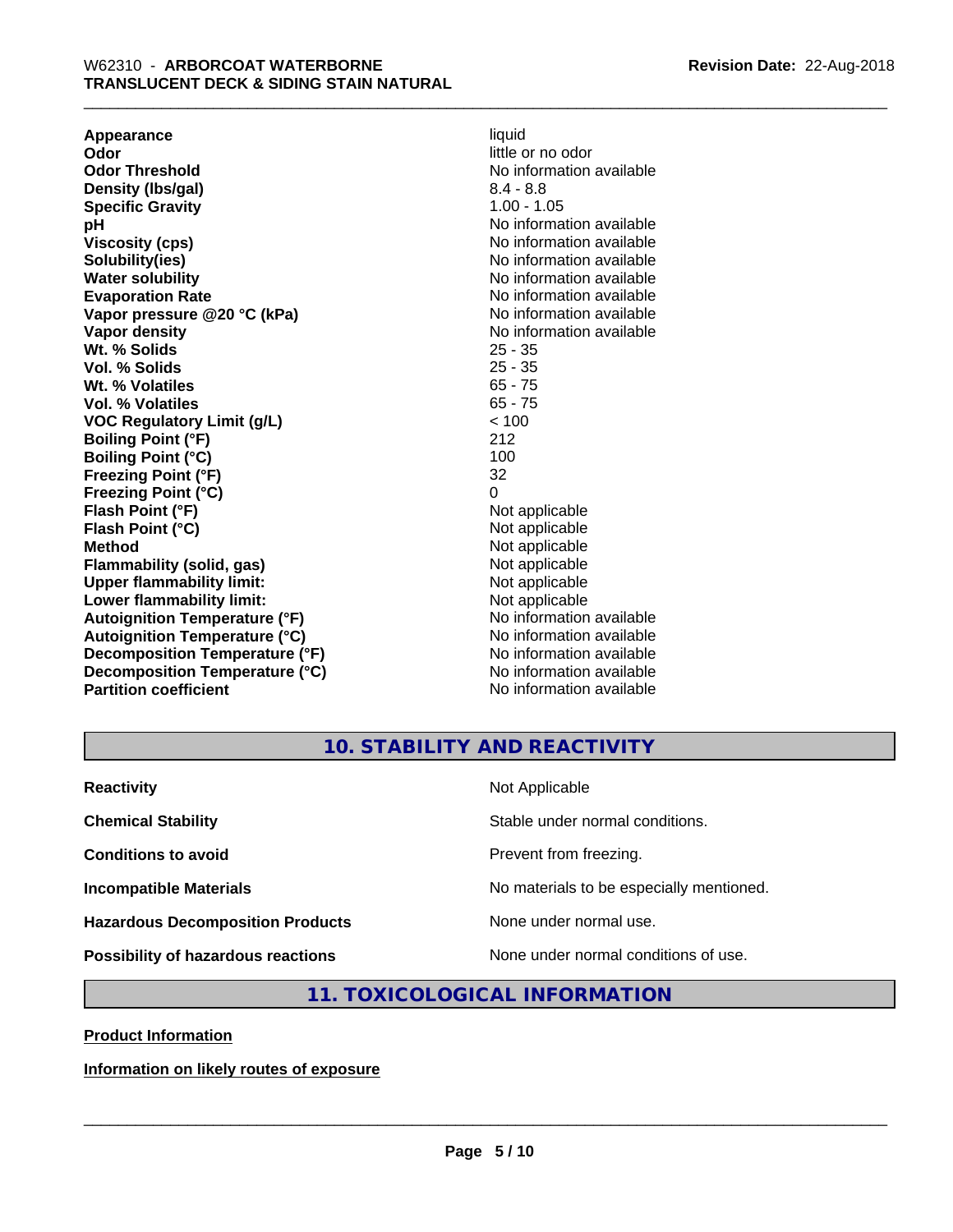| | |
|---|---|
| **Appearance** | liquid |
| **Odor** | little or no odor |
| **Odor Threshold** | No information available |
| **Density (lbs/gal)** | 8.4 - 8.8 |
| **Specific Gravity** | 1.00 - 1.05 |
| **pH** | No information available |
| **Viscosity (cps)** | No information available |
| **Solubility(ies)** | No information available |
| **Water solubility** | No information available |
| **Evaporation Rate** | No information available |
| **Vapor pressure @20 °C (kPa)** | No information available |
| **Vapor density** | No information available |
| **Wt. % Solids** | 25 - 35 |
| **Vol. % Solids** | 25 - 35 |
| **Wt. % Volatiles** | 65 - 75 |
| **Vol. % Volatiles** | 65 - 75 |
| **VOC Regulatory Limit (g/L)** | < 100 |
| **Boiling Point (°F)** | 212 |
| **Boiling Point (°C)** | 100 |
| **Freezing Point (°F)** | 32 |
| **Freezing Point (°C)** | 0 |
| **Flash Point (°F)** | Not applicable |
| **Flash Point (°C)** | Not applicable |
| **Method** | Not applicable |
| **Flammability (solid, gas)** | Not applicable |
| **Upper flammability limit:** | Not applicable |
| **Lower flammability limit:** | Not applicable |
| **Autoignition Temperature (°F)** | No information available |
| **Autoignition Temperature (°C)** | No information available |
| **Decomposition Temperature (°F)** | No information available |
| **Decomposition Temperature (°C)** | No information available |
| **Partition coefficient** | No information available |

## 10. STABILITY AND REACTIVITY

| | |
|---|---|
| **Reactivity** | Not Applicable |
| **Chemical Stability** | Stable under normal conditions. |
| **Conditions to avoid** | Prevent from freezing. |
| **Incompatible Materials** | No materials to be especially mentioned. |
| **Hazardous Decomposition Products** | None under normal use. |
| **Possibility of hazardous reactions** | None under normal conditions of use. |

## 11. TOXICOLOGICAL INFORMATION

**Product Information**

**Information on likely routes of exposure**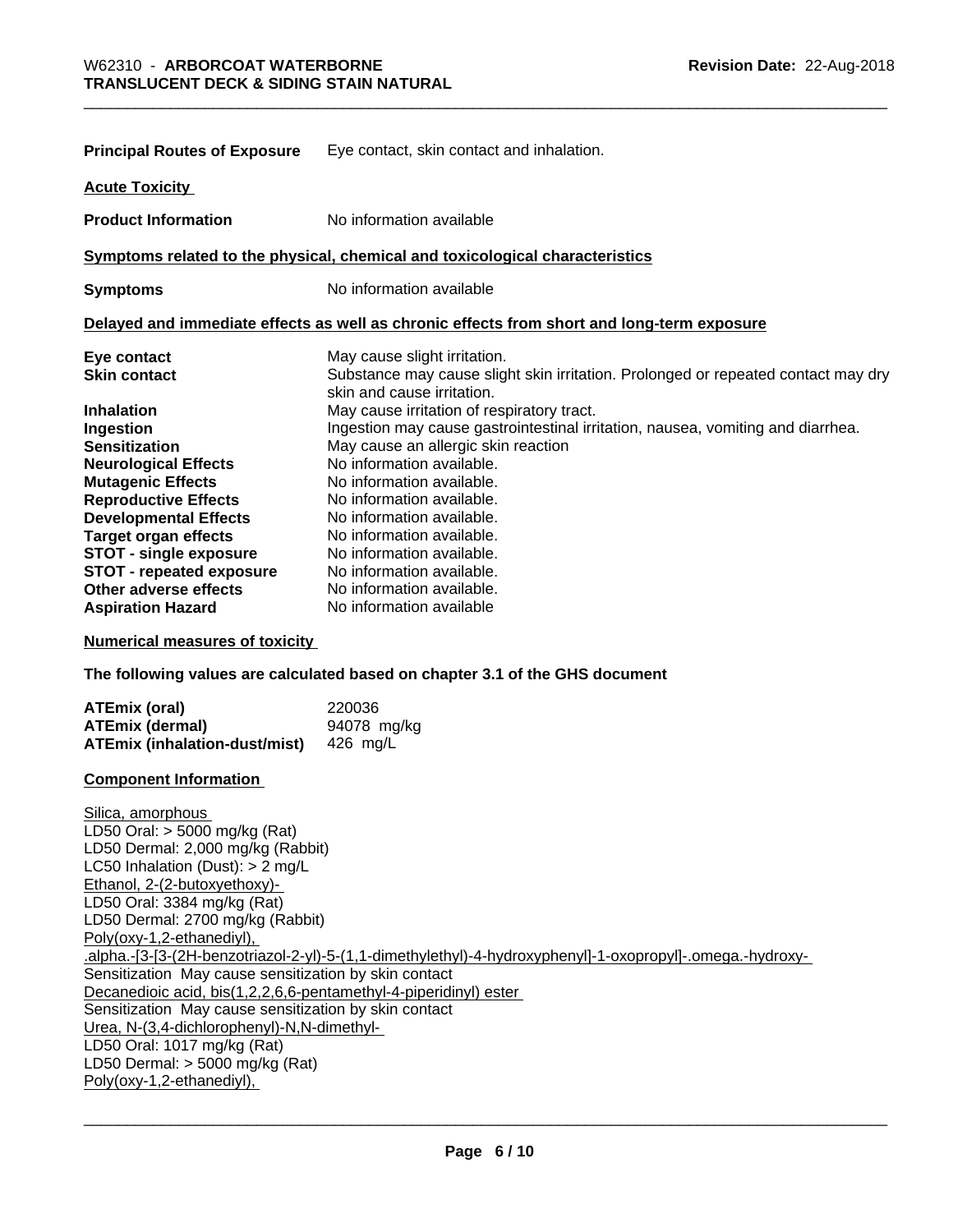**Principal Routes of Exposure** Eye contact, skin contact and inhalation.

**Acute Toxicity**

**Product Information** No information available

**Symptoms related to the physical, chemical and toxicological characteristics**

**Symptoms** No information available

**Delayed and immediate effects as well as chronic effects from short and long-term exposure**

| | |
|---|---|
| **Eye contact** | May cause slight irritation. |
| **Skin contact** | Substance may cause slight skin irritation. Prolonged or repeated contact may dry skin and cause irritation. |
| **Inhalation** | May cause irritation of respiratory tract. |
| **Ingestion** | Ingestion may cause gastrointestinal irritation, nausea, vomiting and diarrhea. |
| **Sensitization** | May cause an allergic skin reaction |
| **Neurological Effects** | No information available. |
| **Mutagenic Effects** | No information available. |
| **Reproductive Effects** | No information available. |
| **Developmental Effects** | No information available. |
| **Target organ effects** | No information available. |
| **STOT - single exposure** | No information available. |
| **STOT - repeated exposure** | No information available. |
| **Other adverse effects** | No information available. |
| **Aspiration Hazard** | No information available |

**Numerical measures of toxicity**

**The following values are calculated based on chapter 3.1 of the GHS document**

| | |
|---|---|
| **ATEmix (oral)** | 220036 |
| **ATEmix (dermal)** | 94078 mg/kg |
| **ATEmix (inhalation-dust/mist)** | 426 mg/L |

**Component Information**

Silica, amorphous
LD50 Oral: > 5000 mg/kg (Rat)
LD50 Dermal: 2,000 mg/kg (Rabbit)
LC50 Inhalation (Dust): > 2 mg/L
Ethanol, 2-(2-butoxyethoxy)-
LD50 Oral: 3384 mg/kg (Rat)
LD50 Dermal: 2700 mg/kg (Rabbit)
Poly(oxy-1,2-ethanediyl), .alpha.-[3-[3-(2H-benzotriazol-2-yl)-5-(1,1-dimethylethyl)-4-hydroxyphenyl]-1-oxopropyl]-.omega.-hydroxy-
Sensitization May cause sensitization by skin contact
Decanedioic acid, bis(1,2,2,6,6-pentamethyl-4-piperidinyl) ester
Sensitization May cause sensitization by skin contact
Urea, N-(3,4-dichlorophenyl)-N,N-dimethyl-
LD50 Oral: 1017 mg/kg (Rat)
LD50 Dermal: > 5000 mg/kg (Rat)
Poly(oxy-1,2-ethanediyl),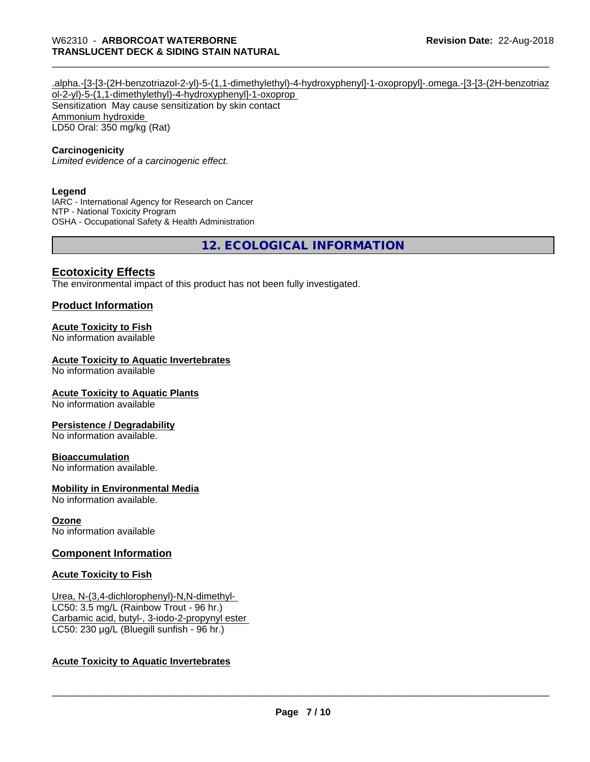.alpha.-[3-[3-(2H-benzotriazol-2-yl)-5-(1,1-dimethylethyl)-4-hydroxyphenyl]-1-oxopropyl]-.omega.-[3-[3-(2H-benzotriazol-2-yl)-5-(1,1-dimethylethyl)-4-hydroxyphenyl]-1-oxoprop

Sensitization May cause sensitization by skin contact

Ammonium hydroxide

LD50 Oral: 350 mg/kg (Rat)

**Carcinogenicity**

*Limited evidence of a carcinogenic effect.*

**Legend**

IARC - International Agency for Research on Cancer
NTP - National Toxicity Program
OSHA - Occupational Safety & Health Administration

## 12. ECOLOGICAL INFORMATION

### Ecotoxicity Effects

The environmental impact of this product has not been fully investigated.

### Product Information

**Acute Toxicity to Fish**

No information available

**Acute Toxicity to Aquatic Invertebrates**

No information available

**Acute Toxicity to Aquatic Plants**

No information available

**Persistence / Degradability**

No information available.

**Bioaccumulation**

No information available.

**Mobility in Environmental Media**

No information available.

**Ozone**

No information available

### Component Information

**Acute Toxicity to Fish**

Urea, N-(3,4-dichlorophenyl)-N,N-dimethyl-

LC50: 3.5 mg/L (Rainbow Trout - 96 hr.)

Carbamic acid, butyl-, 3-iodo-2-propynyl ester

LC50: 230 µg/L (Bluegill sunfish - 96 hr.)

**Acute Toxicity to Aquatic Invertebrates**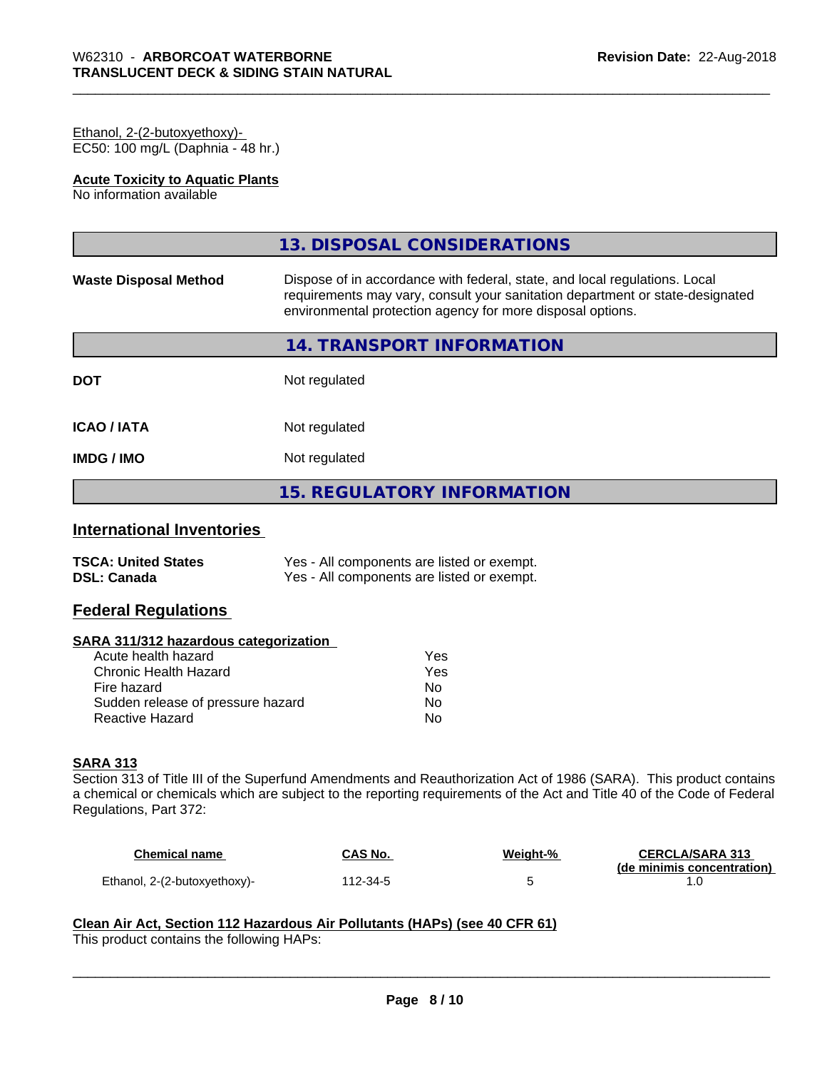Ethanol, 2-(2-butoxyethoxy)-
EC50: 100 mg/L (Daphnia - 48 hr.)

**Acute Toxicity to Aquatic Plants**
No information available

## 13. DISPOSAL CONSIDERATIONS

**Waste Disposal Method** Dispose of in accordance with federal, state, and local regulations. Local requirements may vary, consult your sanitation department or state-designated environmental protection agency for more disposal options.

## 14. TRANSPORT INFORMATION

**DOT** Not regulated

**ICAO / IATA** Not regulated

**IMDG / IMO** Not regulated

## 15. REGULATORY INFORMATION

### International Inventories

**TSCA: United States** Yes - All components are listed or exempt.
**DSL: Canada** Yes - All components are listed or exempt.

### Federal Regulations

**SARA 311/312 hazardous categorization**

| | |
|---|---|
| Acute health hazard | Yes |
| Chronic Health Hazard | Yes |
| Fire hazard | No |
| Sudden release of pressure hazard | No |
| Reactive Hazard | No |

**SARA 313**
Section 313 of Title III of the Superfund Amendments and Reauthorization Act of 1986 (SARA). This product contains a chemical or chemicals which are subject to the reporting requirements of the Act and Title 40 of the Code of Federal Regulations, Part 372:

| Chemical name | CAS No. | Weight-% | CERCLA/SARA 313 (de minimis concentration) |
|---|---|---|---|
| Ethanol, 2-(2-butoxyethoxy)- | 112-34-5 | 5 | 1.0 |

**Clean Air Act, Section 112 Hazardous Air Pollutants (HAPs) (see 40 CFR 61)**
This product contains the following HAPs: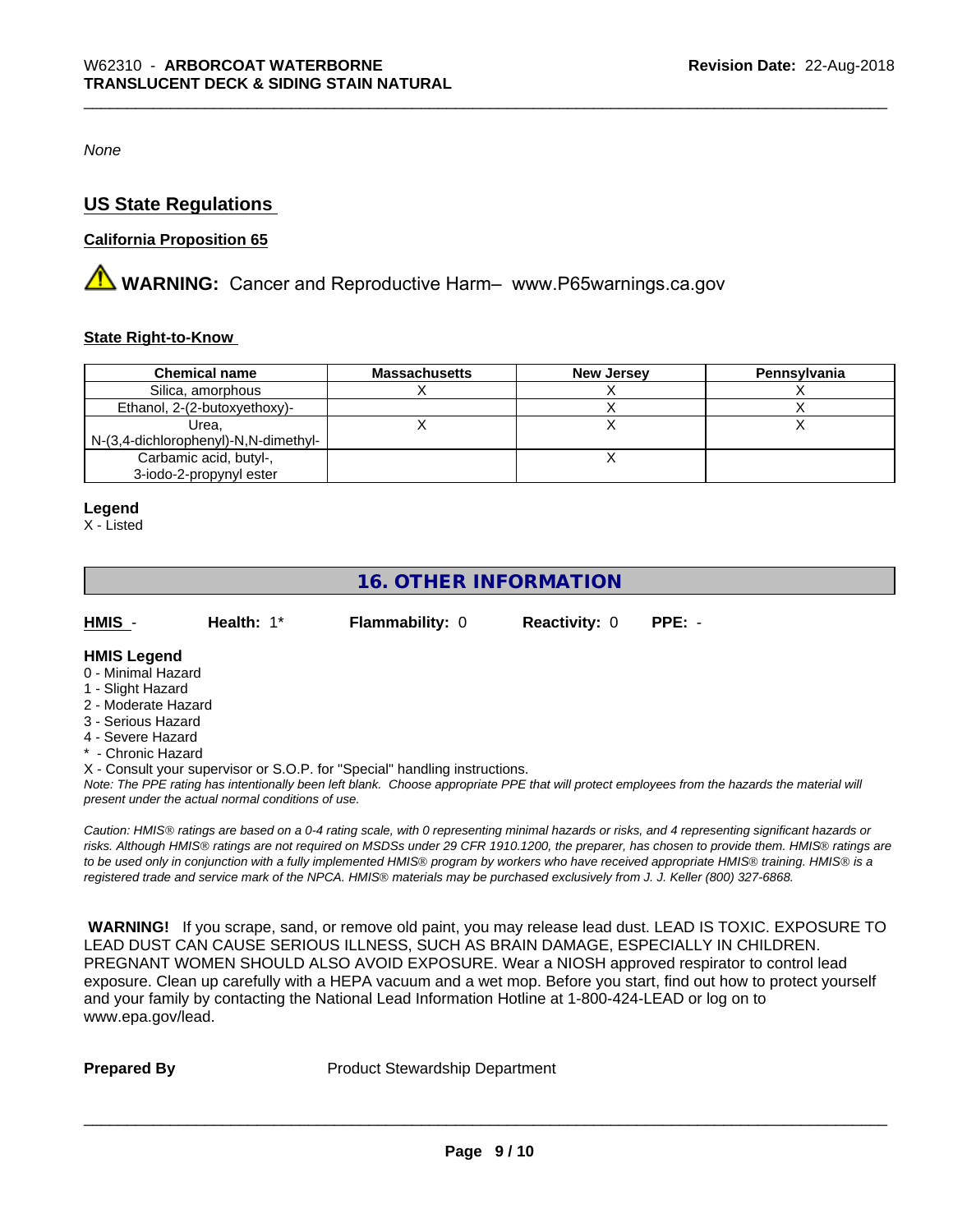*None*

## US State Regulations

### California Proposition 65

⚠ **WARNING:** Cancer and Reproductive Harm– www.P65warnings.ca.gov

### State Right-to-Know

| Chemical name | Massachusetts | New Jersey | Pennsylvania |
|---|---|---|---|
| Silica, amorphous | X | X | X |
| Ethanol, 2-(2-butoxyethoxy)- | | X | X |
| Urea, N-(3,4-dichlorophenyl)-N,N-dimethyl- | X | X | X |
| Carbamic acid, butyl-, 3-iodo-2-propynyl ester | | X | |

**Legend**
X - Listed

## 16. OTHER INFORMATION

**HMIS** - **Health:** 1* **Flammability:** 0 **Reactivity:** 0 **PPE:** -

**HMIS Legend**
0 - Minimal Hazard
1 - Slight Hazard
2 - Moderate Hazard
3 - Serious Hazard
4 - Severe Hazard
* - Chronic Hazard
X - Consult your supervisor or S.O.P. for "Special" handling instructions.

*Note: The PPE rating has intentionally been left blank. Choose appropriate PPE that will protect employees from the hazards the material will present under the actual normal conditions of use.*

*Caution: HMIS® ratings are based on a 0-4 rating scale, with 0 representing minimal hazards or risks, and 4 representing significant hazards or risks. Although HMIS® ratings are not required on MSDSs under 29 CFR 1910.1200, the preparer, has chosen to provide them. HMIS® ratings are to be used only in conjunction with a fully implemented HMIS® program by workers who have received appropriate HMIS® training. HMIS® is a registered trade and service mark of the NPCA. HMIS® materials may be purchased exclusively from J. J. Keller (800) 327-6868.*

**WARNING!** If you scrape, sand, or remove old paint, you may release lead dust. LEAD IS TOXIC. EXPOSURE TO LEAD DUST CAN CAUSE SERIOUS ILLNESS, SUCH AS BRAIN DAMAGE, ESPECIALLY IN CHILDREN. PREGNANT WOMEN SHOULD ALSO AVOID EXPOSURE. Wear a NIOSH approved respirator to control lead exposure. Clean up carefully with a HEPA vacuum and a wet mop. Before you start, find out how to protect yourself and your family by contacting the National Lead Information Hotline at 1-800-424-LEAD or log on to www.epa.gov/lead.

**Prepared By** Product Stewardship Department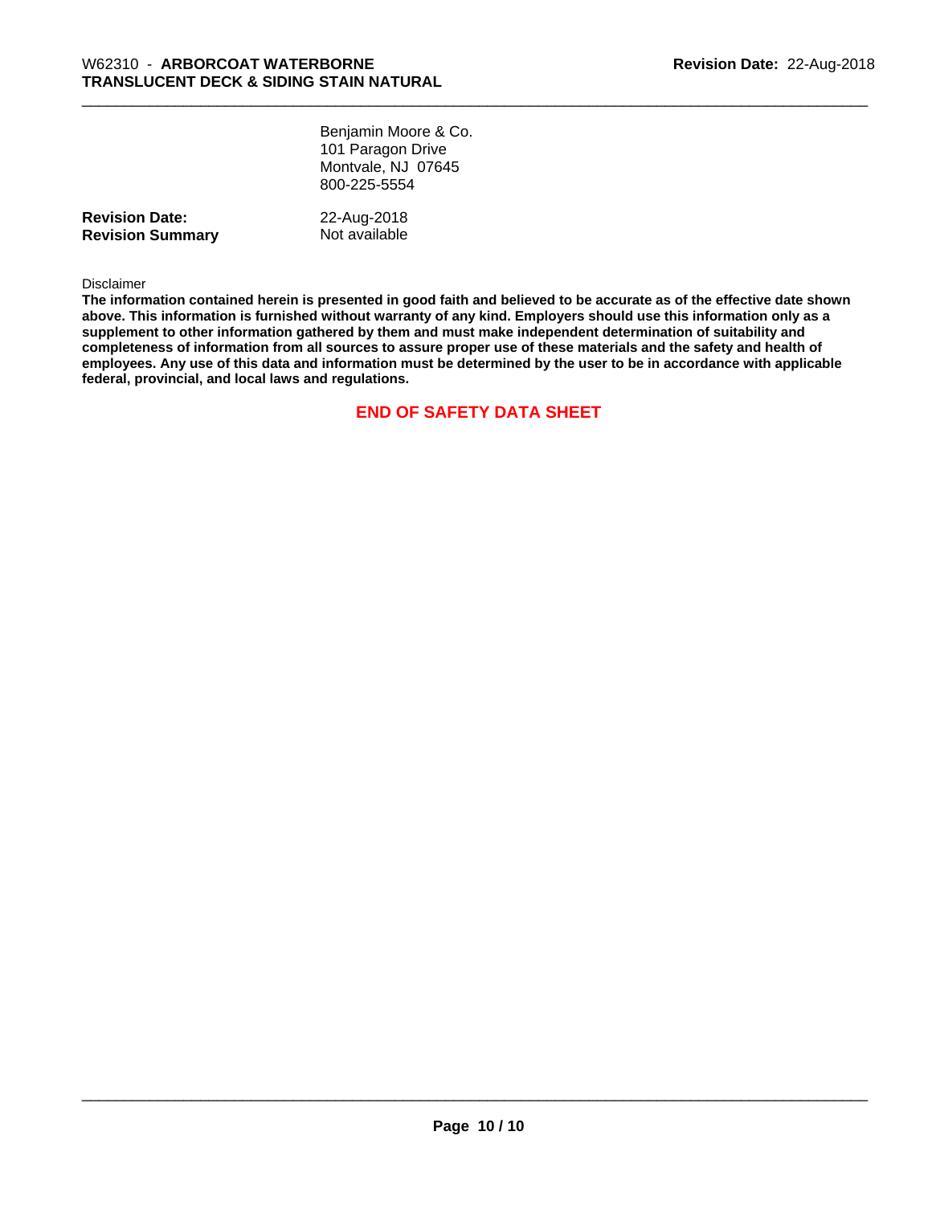Benjamin Moore & Co.
101 Paragon Drive
Montvale, NJ 07645
800-225-5554

**Revision Date:** 22-Aug-2018
**Revision Summary** Not available

Disclaimer

**The information contained herein is presented in good faith and believed to be accurate as of the effective date shown above. This information is furnished without warranty of any kind. Employers should use this information only as a supplement to other information gathered by them and must make independent determination of suitability and completeness of information from all sources to assure proper use of these materials and the safety and health of employees. Any use of this data and information must be determined by the user to be in accordance with applicable federal, provincial, and local laws and regulations.**

**END OF SAFETY DATA SHEET**